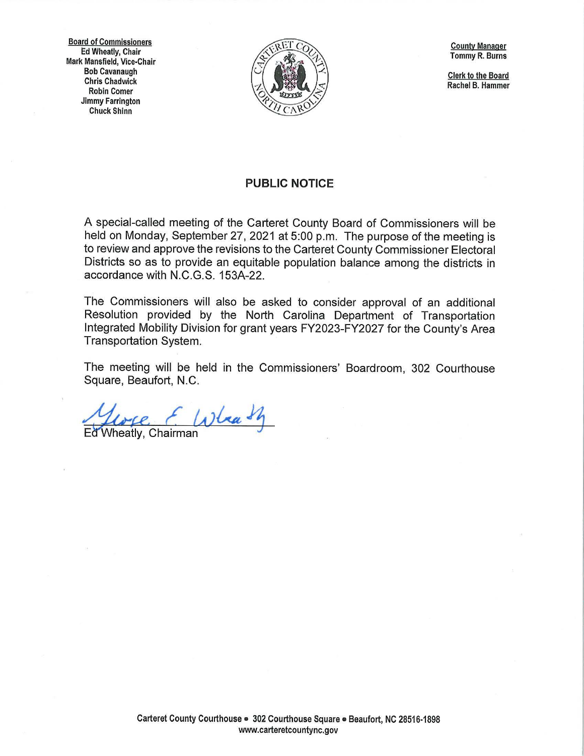**Board of Commissioners**
Ed Wheatly, Chair
Mark Mansfield, Vice-Chair
Bob Cavanaugh
Chris Chadwick
Robin Comer
Jimmy Farrington
Chuck Shinn

**County Manager**
Tommy R. Burns

**Clerk to the Board**
Rachel B. Hammer

## PUBLIC NOTICE

A special-called meeting of the Carteret County Board of Commissioners will be held on Monday, September 27, 2021 at 5:00 p.m. The purpose of the meeting is to review and approve the revisions to the Carteret County Commissioner Electoral Districts so as to provide an equitable population balance among the districts in accordance with N.C.G.S. 153A-22.

The Commissioners will also be asked to consider approval of an additional Resolution provided by the North Carolina Department of Transportation Integrated Mobility Division for grant years FY2023-FY2027 for the County's Area Transportation System.

The meeting will be held in the Commissioners' Boardroom, 302 Courthouse Square, Beaufort, N.C.

Ed Wheatly, Chairman

Carteret County Courthouse • 302 Courthouse Square • Beaufort, NC 28516-1898
www.carteretcountync.gov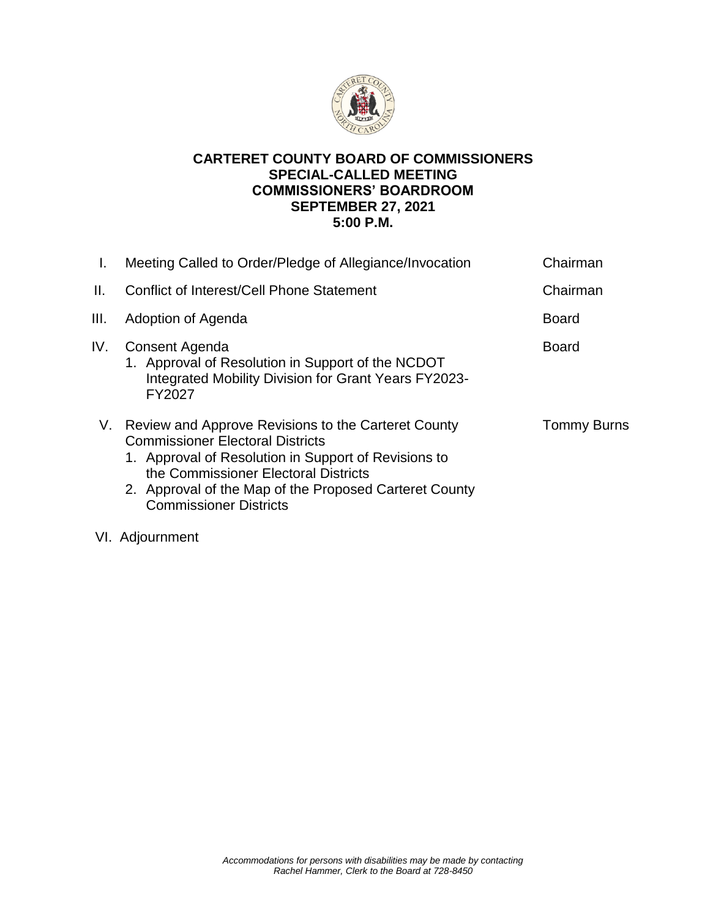**CARTERET COUNTY BOARD OF COMMISSIONERS**
**SPECIAL-CALLED MEETING**
**COMMISSIONERS' BOARDROOM**
**SEPTEMBER 27, 2021**
**5:00 P.M.**

| | | |
|---|---|---|
| I. | Meeting Called to Order/Pledge of Allegiance/Invocation | Chairman |
| II. | Conflict of Interest/Cell Phone Statement | Chairman |
| III. | Adoption of Agenda | Board |
| IV. | Consent Agenda<br>1. Approval of Resolution in Support of the NCDOT Integrated Mobility Division for Grant Years FY2023-FY2027 | Board |
| V. | Review and Approve Revisions to the Carteret County Commissioner Electoral Districts<br>1. Approval of Resolution in Support of Revisions to the Commissioner Electoral Districts<br>2. Approval of the Map of the Proposed Carteret County Commissioner Districts | Tommy Burns |
| VI. | Adjournment | |

*Accommodations for persons with disabilities may be made by contacting Rachel Hammer, Clerk to the Board at 728-8450*